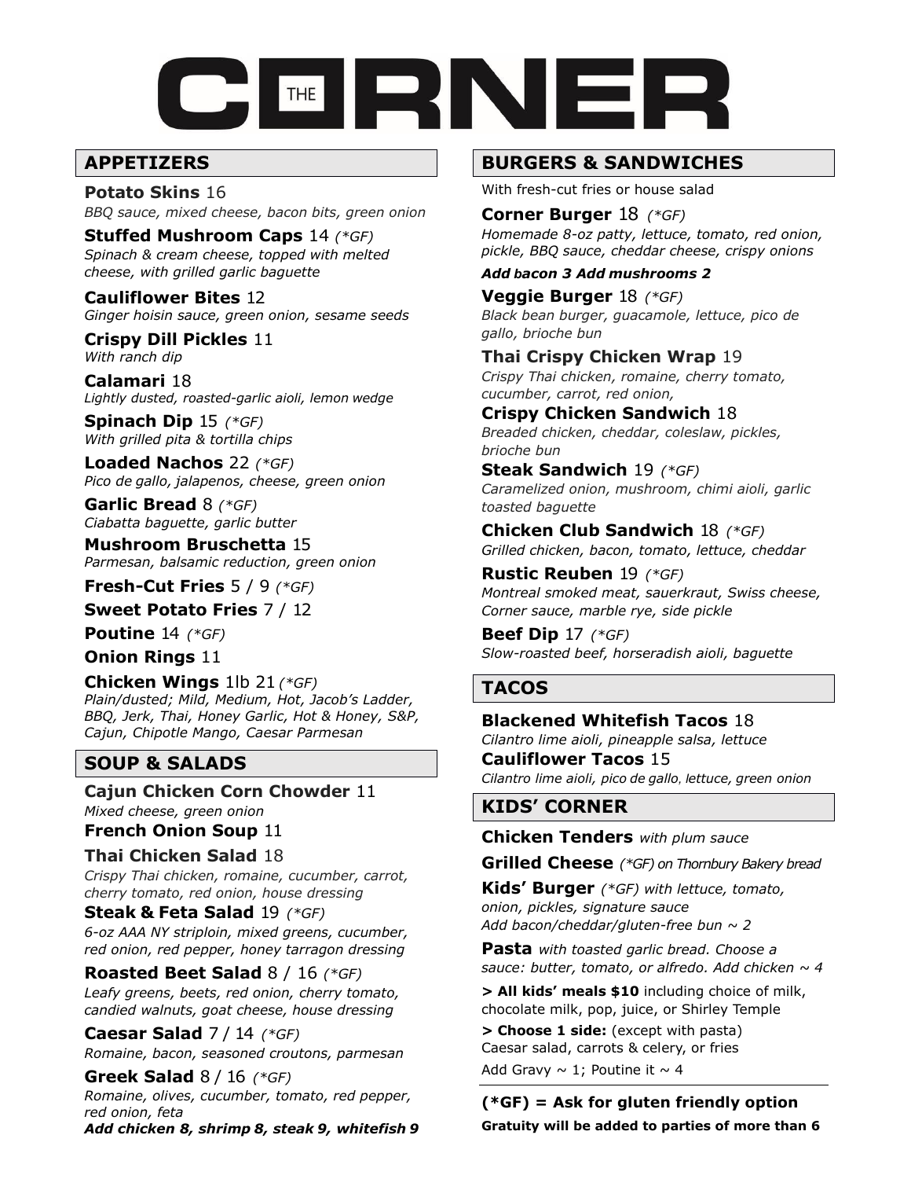# THE CORNER

## APPETIZERS

**Potato Skins** 16
*BBQ sauce, mixed cheese, bacon bits, green onion*

**Stuffed Mushroom Caps** 14 *(*GF)*
*Spinach & cream cheese, topped with melted cheese, with grilled garlic baguette*

**Cauliflower Bites** 12
*Ginger hoisin sauce, green onion, sesame seeds*

**Crispy Dill Pickles** 11
*With ranch dip*

**Calamari** 18
*Lightly dusted, roasted-garlic aioli, lemon wedge*

**Spinach Dip** 15 *(*GF)*
*With grilled pita & tortilla chips*

**Loaded Nachos** 22 *(*GF)*
*Pico de gallo, jalapenos, cheese, green onion*

**Garlic Bread** 8 *(*GF)*
*Ciabatta baguette, garlic butter*

**Mushroom Bruschetta** 15
*Parmesan, balsamic reduction, green onion*

**Fresh-Cut Fries** 5 / 9 *(*GF)*

**Sweet Potato Fries** 7 / 12

**Poutine** 14 *(*GF)*

**Onion Rings** 11

**Chicken Wings** 1lb 21 *(*GF)*
*Plain/dusted; Mild, Medium, Hot, Jacob's Ladder, BBQ, Jerk, Thai, Honey Garlic, Hot & Honey, S&P, Cajun, Chipotle Mango, Caesar Parmesan*

## SOUP & SALADS

**Cajun Chicken Corn Chowder** 11
*Mixed cheese, green onion*

**French Onion Soup** 11

**Thai Chicken Salad** 18
*Crispy Thai chicken, romaine, cucumber, carrot, cherry tomato, red onion, house dressing*

**Steak & Feta Salad** 19 *(*GF)*
*6-oz AAA NY striploin, mixed greens, cucumber, red onion, red pepper, honey tarragon dressing*

**Roasted Beet Salad** 8 / 16 *(*GF)*
*Leafy greens, beets, red onion, cherry tomato, candied walnuts, goat cheese, house dressing*

**Caesar Salad** 7 / 14 *(*GF)*
*Romaine, bacon, seasoned croutons, parmesan*

**Greek Salad** 8 / 16 *(*GF)*
*Romaine, olives, cucumber, tomato, red pepper, red onion, feta*

***Add chicken 8, shrimp 8, steak 9, whitefish 9***

## BURGERS & SANDWICHES

With fresh-cut fries or house salad

**Corner Burger** 18 *(*GF)*
*Homemade 8-oz patty, lettuce, tomato, red onion, pickle, BBQ sauce, cheddar cheese, crispy onions*

***Add bacon 3 Add mushrooms 2***

**Veggie Burger** 18 *(*GF)*
*Black bean burger, guacamole, lettuce, pico de gallo, brioche bun*

**Thai Crispy Chicken Wrap** 19
*Crispy Thai chicken, romaine, cherry tomato, cucumber, carrot, red onion,*

**Crispy Chicken Sandwich** 18
*Breaded chicken, cheddar, coleslaw, pickles, brioche bun*

**Steak Sandwich** 19 *(*GF)*
*Caramelized onion, mushroom, chimi aioli, garlic toasted baguette*

**Chicken Club Sandwich** 18 *(*GF)*
*Grilled chicken, bacon, tomato, lettuce, cheddar*

**Rustic Reuben** 19 *(*GF)*
*Montreal smoked meat, sauerkraut, Swiss cheese, Corner sauce, marble rye, side pickle*

**Beef Dip** 17 *(*GF)*
*Slow-roasted beef, horseradish aioli, baguette*

## TACOS

**Blackened Whitefish Tacos** 18
*Cilantro lime aioli, pineapple salsa, lettuce*

**Cauliflower Tacos** 15
*Cilantro lime aioli, pico de gallo, lettuce, green onion*

## KIDS' CORNER

**Chicken Tenders** *with plum sauce*

**Grilled Cheese** *(*GF) on Thornbury Bakery bread*

**Kids' Burger** *(*GF) with lettuce, tomato, onion, pickles, signature sauce*
*Add bacon/cheddar/gluten-free bun ~ 2*

**Pasta** *with toasted garlic bread. Choose a sauce: butter, tomato, or alfredo. Add chicken ~ 4*

**> All kids' meals $10** including choice of milk, chocolate milk, pop, juice, or Shirley Temple

**> Choose 1 side:** (except with pasta) Caesar salad, carrots & celery, or fries

Add Gravy ~ 1; Poutine it ~ 4

---

**(*GF) = Ask for gluten friendly option**

**Gratuity will be added to parties of more than 6**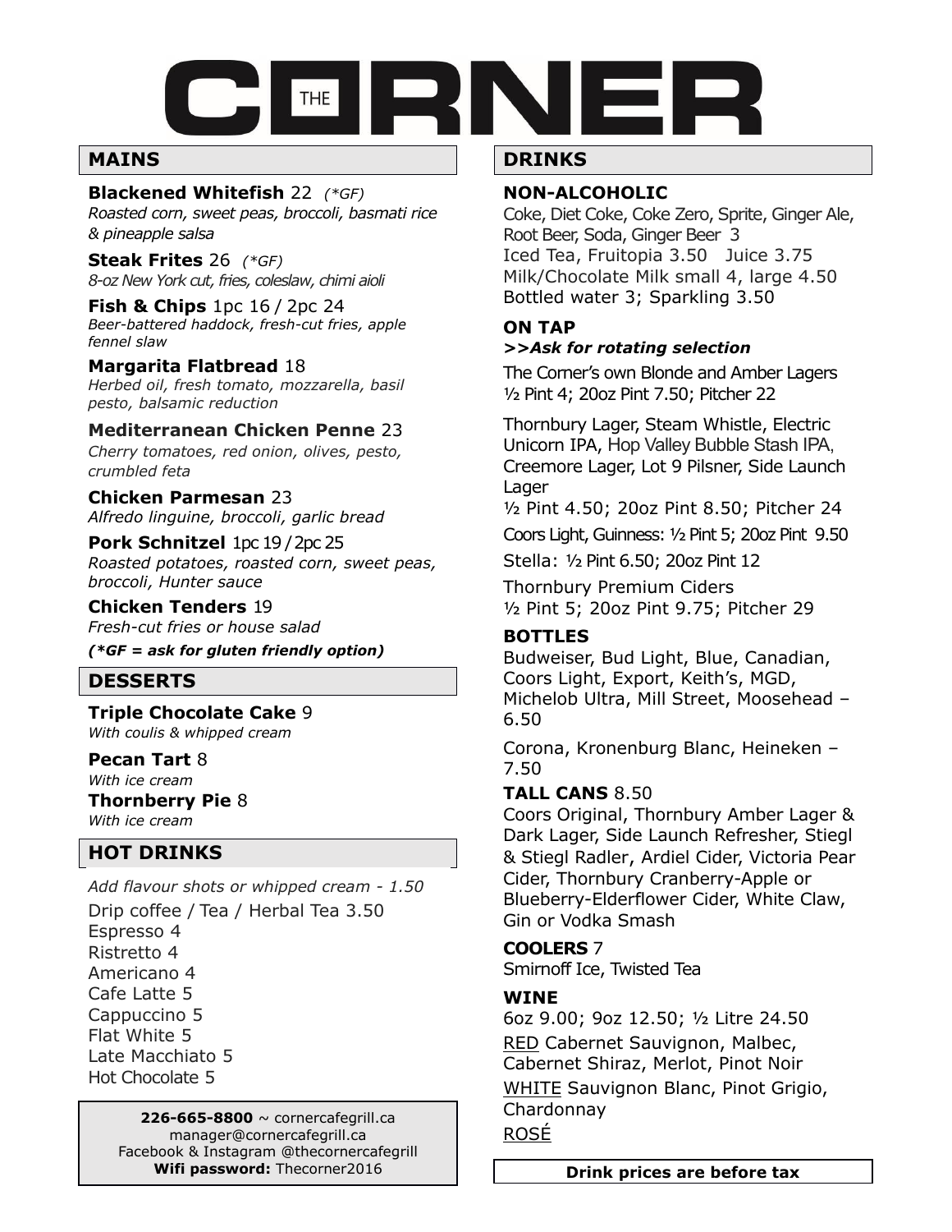# THE CORNER

## MAINS

**Blackened Whitefish** 22 *(\*GF)*
*Roasted corn, sweet peas, broccoli, basmati rice & pineapple salsa*

**Steak Frites** 26 *(\*GF)*
*8-oz New York cut, fries, coleslaw, chimi aioli*

**Fish & Chips** 1pc 16 / 2pc 24
*Beer-battered haddock, fresh-cut fries, apple fennel slaw*

**Margarita Flatbread** 18
*Herbed oil, fresh tomato, mozzarella, basil pesto, balsamic reduction*

**Mediterranean Chicken Penne** 23
*Cherry tomatoes, red onion, olives, pesto, crumbled feta*

**Chicken Parmesan** 23
*Alfredo linguine, broccoli, garlic bread*

**Pork Schnitzel** 1pc 19 / 2pc 25
*Roasted potatoes, roasted corn, sweet peas, broccoli, Hunter sauce*

**Chicken Tenders** 19
*Fresh-cut fries or house salad*

***(\*GF = ask for gluten friendly option)***

## DESSERTS

**Triple Chocolate Cake** 9
*With coulis & whipped cream*

**Pecan Tart** 8
*With ice cream*

**Thornberry Pie** 8
*With ice cream*

## HOT DRINKS

*Add flavour shots or whipped cream - 1.50*

Drip coffee / Tea / Herbal Tea 3.50
Espresso 4
Ristretto 4
Americano 4
Cafe Latte 5
Cappuccino 5
Flat White 5
Late Macchiato 5
Hot Chocolate 5

**226-665-8800** ~ cornercafegrill.ca
manager@cornercafegrill.ca
Facebook & Instagram @thecornercafegrill
**Wifi password:** Thecorner2016

## DRINKS

### NON-ALCOHOLIC

Coke, Diet Coke, Coke Zero, Sprite, Ginger Ale, Root Beer, Soda, Ginger Beer 3
Iced Tea, Fruitopia 3.50 Juice 3.75
Milk/Chocolate Milk small 4, large 4.50
Bottled water 3; Sparkling 3.50

### ON TAP

***>>Ask for rotating selection***

The Corner's own Blonde and Amber Lagers
½ Pint 4; 20oz Pint 7.50; Pitcher 22

Thornbury Lager, Steam Whistle, Electric Unicorn IPA, Hop Valley Bubble Stash IPA, Creemore Lager, Lot 9 Pilsner, Side Launch Lager
½ Pint 4.50; 20oz Pint 8.50; Pitcher 24

Coors Light, Guinness: ½ Pint 5; 20oz Pint 9.50

Stella: ½ Pint 6.50; 20oz Pint 12

Thornbury Premium Ciders
½ Pint 5; 20oz Pint 9.75; Pitcher 29

### BOTTLES

Budweiser, Bud Light, Blue, Canadian, Coors Light, Export, Keith's, MGD, Michelob Ultra, Mill Street, Moosehead – 6.50

Corona, Kronenburg Blanc, Heineken – 7.50

### TALL CANS 8.50

Coors Original, Thornbury Amber Lager & Dark Lager, Side Launch Refresher, Stiegl & Stiegl Radler, Ardiel Cider, Victoria Pear Cider, Thornbury Cranberry-Apple or Blueberry-Elderflower Cider, White Claw, Gin or Vodka Smash

### COOLERS 7

Smirnoff Ice, Twisted Tea

### WINE

6oz 9.00; 9oz 12.50; ½ Litre 24.50

RED Cabernet Sauvignon, Malbec, Cabernet Shiraz, Merlot, Pinot Noir

WHITE Sauvignon Blanc, Pinot Grigio, Chardonnay

ROSÉ

**Drink prices are before tax**